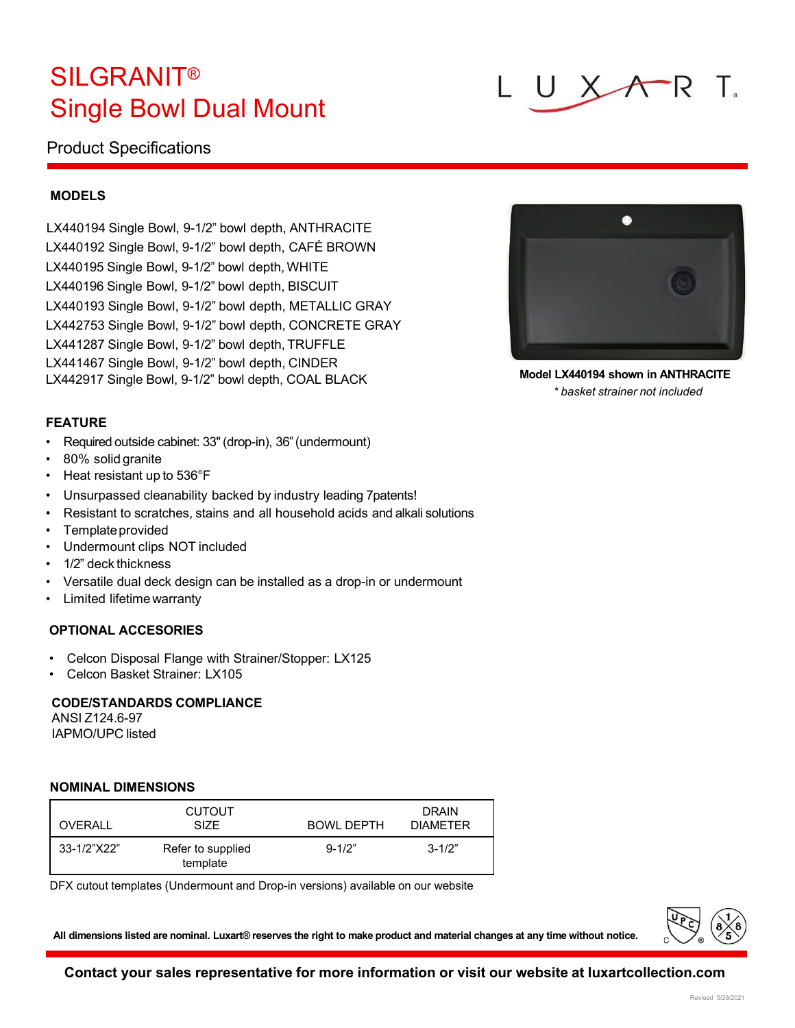# SILGRANIT®
# Single Bowl Dual Mount

LUXART

## Product Specifications

### MODELS

LX440194 Single Bowl, 9-1/2" bowl depth, ANTHRACITE
LX440192 Single Bowl, 9-1/2" bowl depth, CAFÉ BROWN
LX440195 Single Bowl, 9-1/2" bowl depth, WHITE
LX440196 Single Bowl, 9-1/2" bowl depth, BISCUIT
LX440193 Single Bowl, 9-1/2" bowl depth, METALLIC GRAY
LX442753 Single Bowl, 9-1/2" bowl depth, CONCRETE GRAY
LX441287 Single Bowl, 9-1/2" bowl depth, TRUFFLE
LX441467 Single Bowl, 9-1/2" bowl depth, CINDER
LX442917 Single Bowl, 9-1/2" bowl depth, COAL BLACK

**Model LX440194 shown in ANTHRACITE**
*\* basket strainer not included*

### FEATURE

- Required outside cabinet: 33" (drop-in), 36" (undermount)
- 80% solid granite
- Heat resistant up to 536°F
- Unsurpassed cleanability backed by industry leading 7patents!
- Resistant to scratches, stains and all household acids and alkali solutions
- Template provided
- Undermount clips NOT included
- 1/2" deck thickness
- Versatile dual deck design can be installed as a drop-in or undermount
- Limited lifetime warranty

### OPTIONAL ACCESORIES

- Celcon Disposal Flange with Strainer/Stopper: LX125
- Celcon Basket Strainer: LX105

### CODE/STANDARDS COMPLIANCE

ANSI Z124.6-97
IAPMO/UPC listed

### NOMINAL DIMENSIONS

| OVERALL | CUTOUT SIZE | BOWL DEPTH | DRAIN DIAMETER |
|---|---|---|---|
| 33-1/2"X22" | Refer to supplied template | 9-1/2" | 3-1/2" |

DFX cutout templates (Undermount and Drop-in versions) available on our website

**All dimensions listed are nominal. Luxart® reserves the right to make product and material changes at any time without notice.**

**Contact your sales representative for more information or visit our website at luxartcollection.com**

Revised 5/26/2021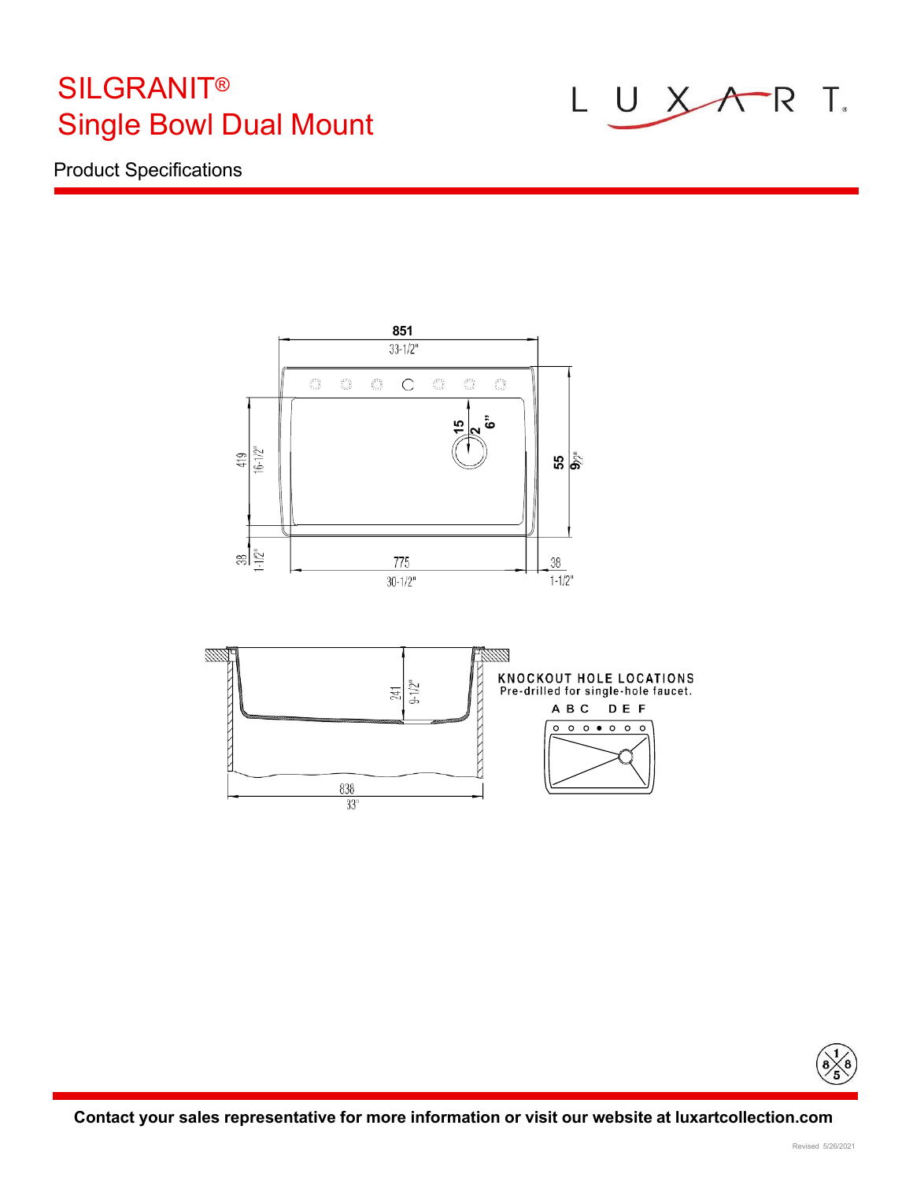# SILGRANIT®
# Single Bowl Dual Mount

LUXART

## Product Specifications

851
33-1/2"

15
2
6"

55
9½"

419
16-1/2"

38
1-1/2"

775
30-1/2"

38
1-1/2"

241
9-1/2"

838
33"

KNOCKOUT HOLE LOCATIONS
Pre-drilled for single-hole faucet.

A B C D E F

**Contact your sales representative for more information or visit our website at luxartcollection.com**

Revised 5/26/2021